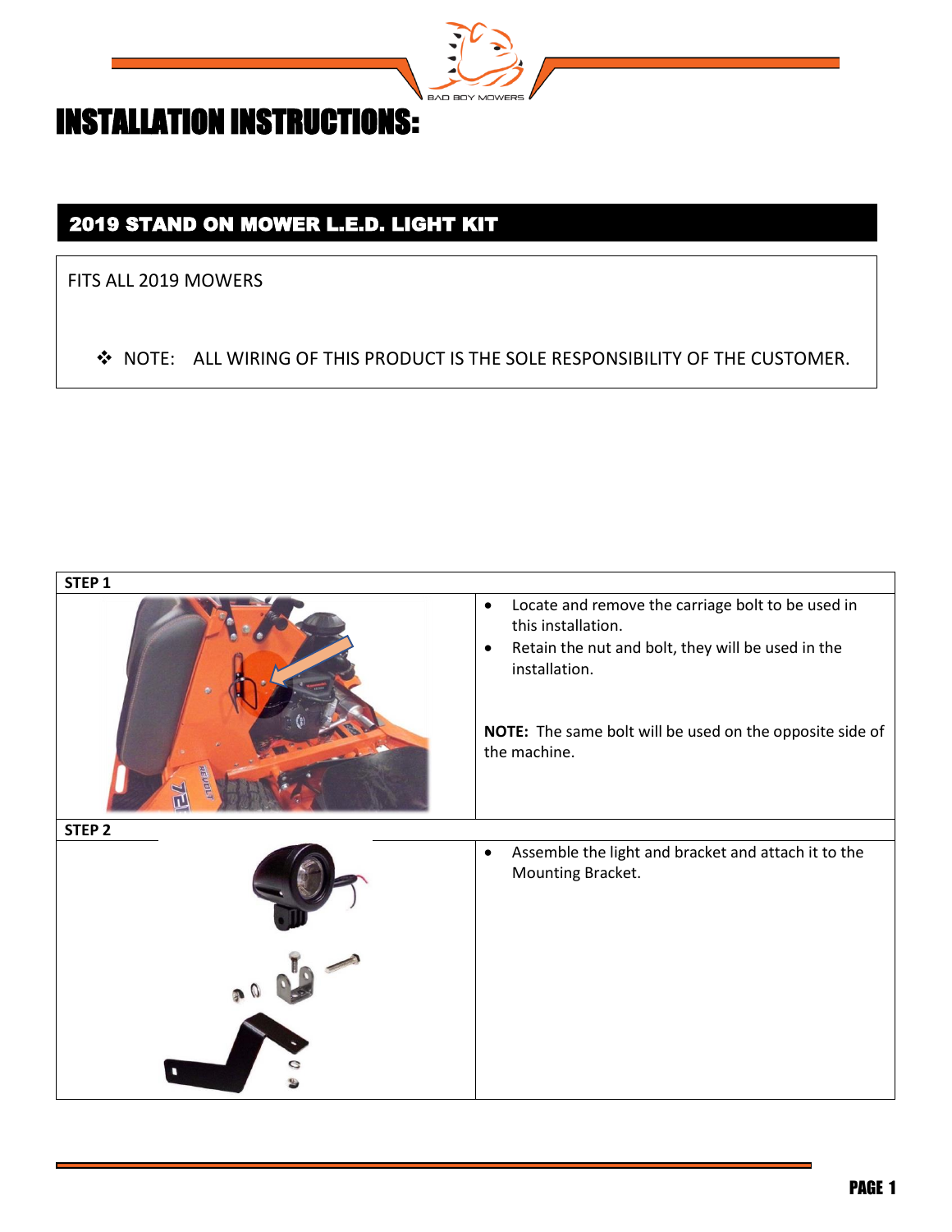# INSTALLATION INSTRUCTIONS:

## 2019 STAND ON MOWER L.E.D. LIGHT KIT

FITS ALL 2019 MOWERS

❖ NOTE: ALL WIRING OF THIS PRODUCT IS THE SOLE RESPONSIBILITY OF THE CUSTOMER.

| STEP 1 | |
|---|---|
| | • Locate and remove the carriage bolt to be used in this installation.<br>• Retain the nut and bolt, they will be used in the installation.<br><br>**NOTE:** The same bolt will be used on the opposite side of the machine. |
| **STEP 2** | |
| | • Assemble the light and bracket and attach it to the Mounting Bracket. |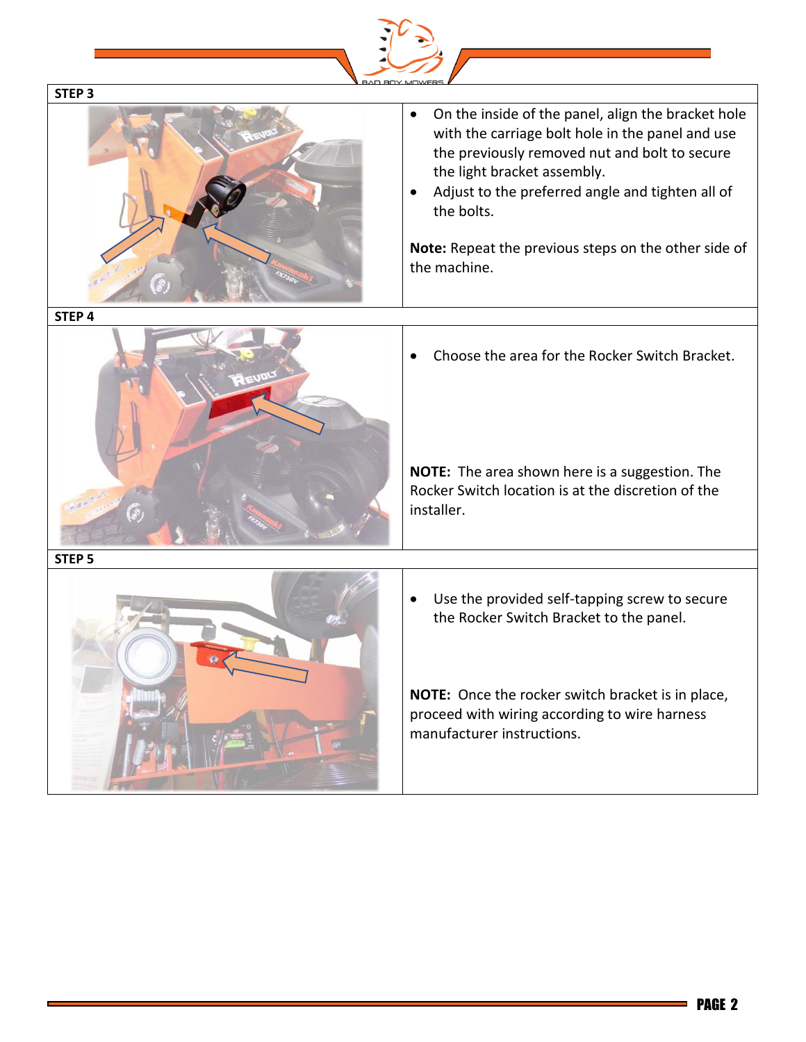**STEP 3**

- On the inside of the panel, align the bracket hole with the carriage bolt hole in the panel and use the previously removed nut and bolt to secure the light bracket assembly.
- Adjust to the preferred angle and tighten all of the bolts.

**Note:** Repeat the previous steps on the other side of the machine.

**STEP 4**

- Choose the area for the Rocker Switch Bracket.

**NOTE:** The area shown here is a suggestion. The Rocker Switch location is at the discretion of the installer.

**STEP 5**

- Use the provided self-tapping screw to secure the Rocker Switch Bracket to the panel.

**NOTE:** Once the rocker switch bracket is in place, proceed with wiring according to wire harness manufacturer instructions.